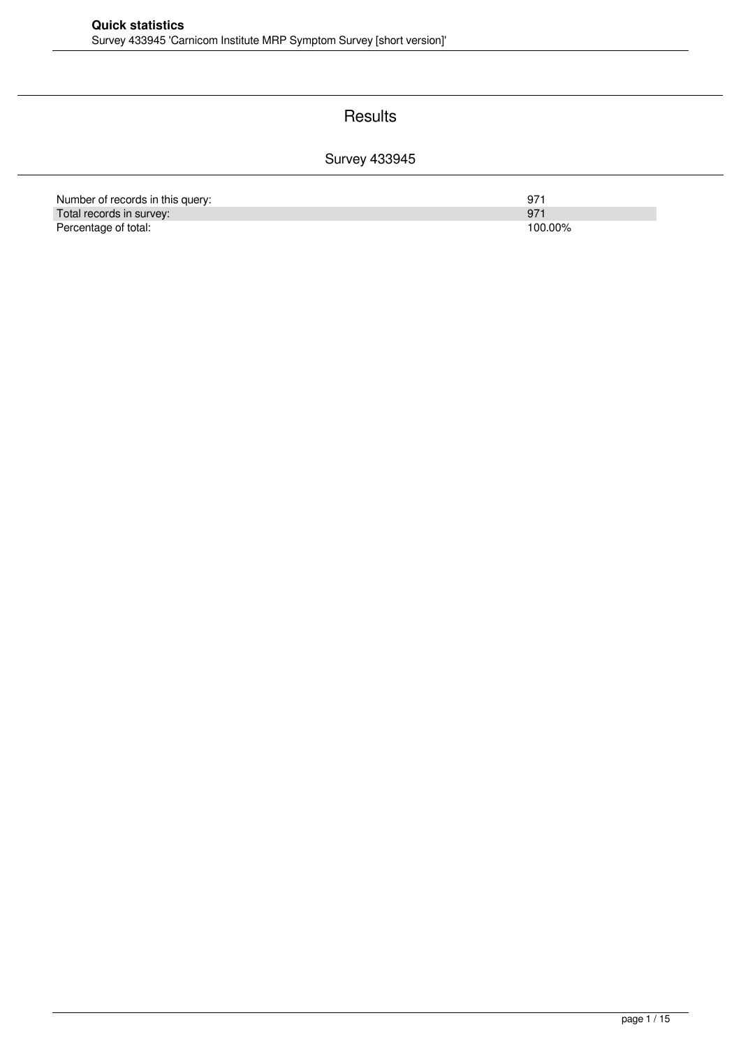# Quick statistics

Survey 433945 'Carnicom Institute MRP Symptom Survey [short version]'

## Results

### Survey 433945

| | |
|---|---|
| Number of records in this query: | 971 |
| Total records in survey: | 971 |
| Percentage of total: | 100.00% |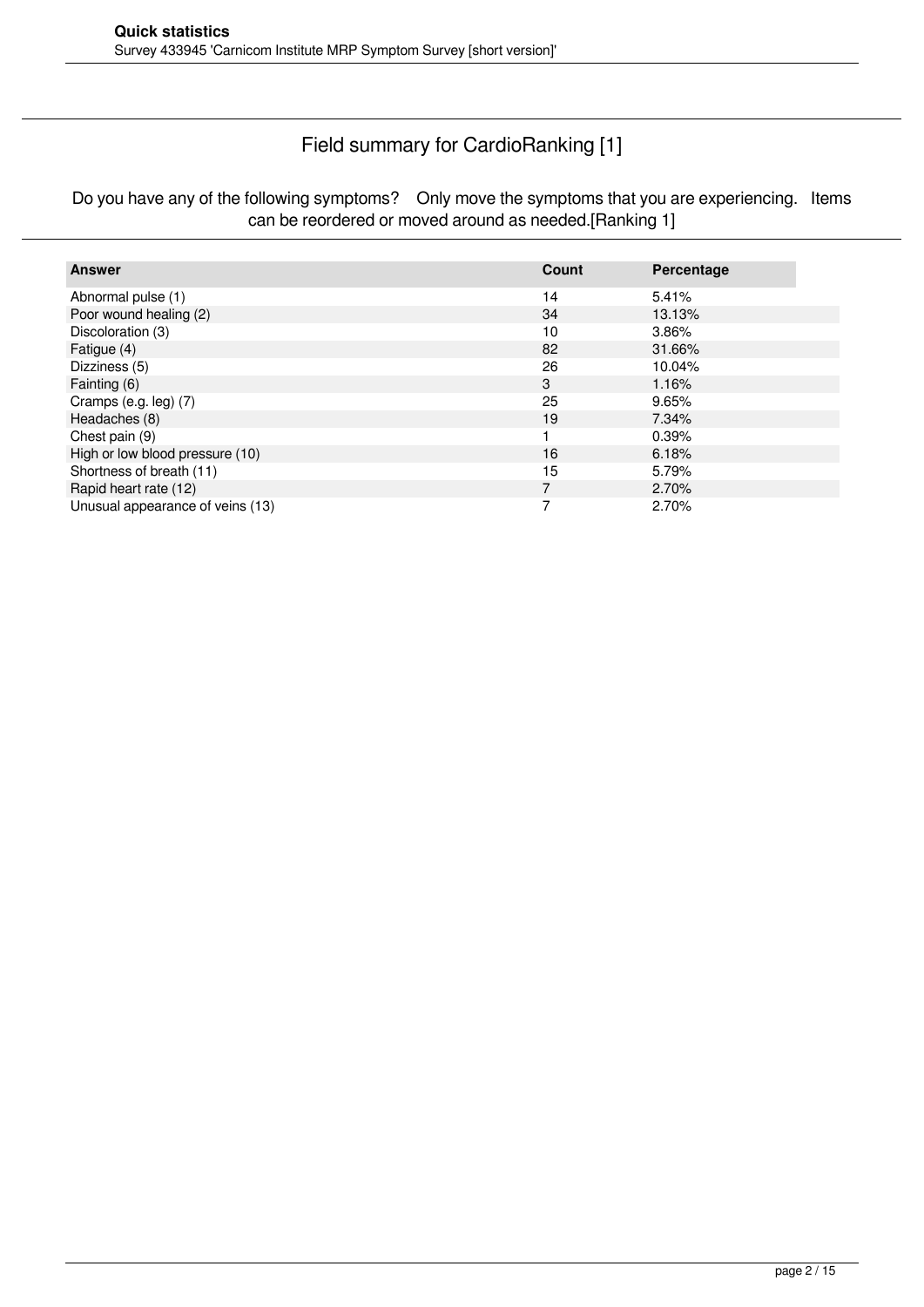## Field summary for CardioRanking [1]

Do you have any of the following symptoms? Only move the symptoms that you are experiencing. Items can be reordered or moved around as needed.[Ranking 1]

| Answer | Count | Percentage |
|---|---|---|
| Abnormal pulse (1) | 14 | 5.41% |
| Poor wound healing (2) | 34 | 13.13% |
| Discoloration (3) | 10 | 3.86% |
| Fatigue (4) | 82 | 31.66% |
| Dizziness (5) | 26 | 10.04% |
| Fainting (6) | 3 | 1.16% |
| Cramps (e.g. leg) (7) | 25 | 9.65% |
| Headaches (8) | 19 | 7.34% |
| Chest pain (9) | 1 | 0.39% |
| High or low blood pressure (10) | 16 | 6.18% |
| Shortness of breath (11) | 15 | 5.79% |
| Rapid heart rate (12) | 7 | 2.70% |
| Unusual appearance of veins (13) | 7 | 2.70% |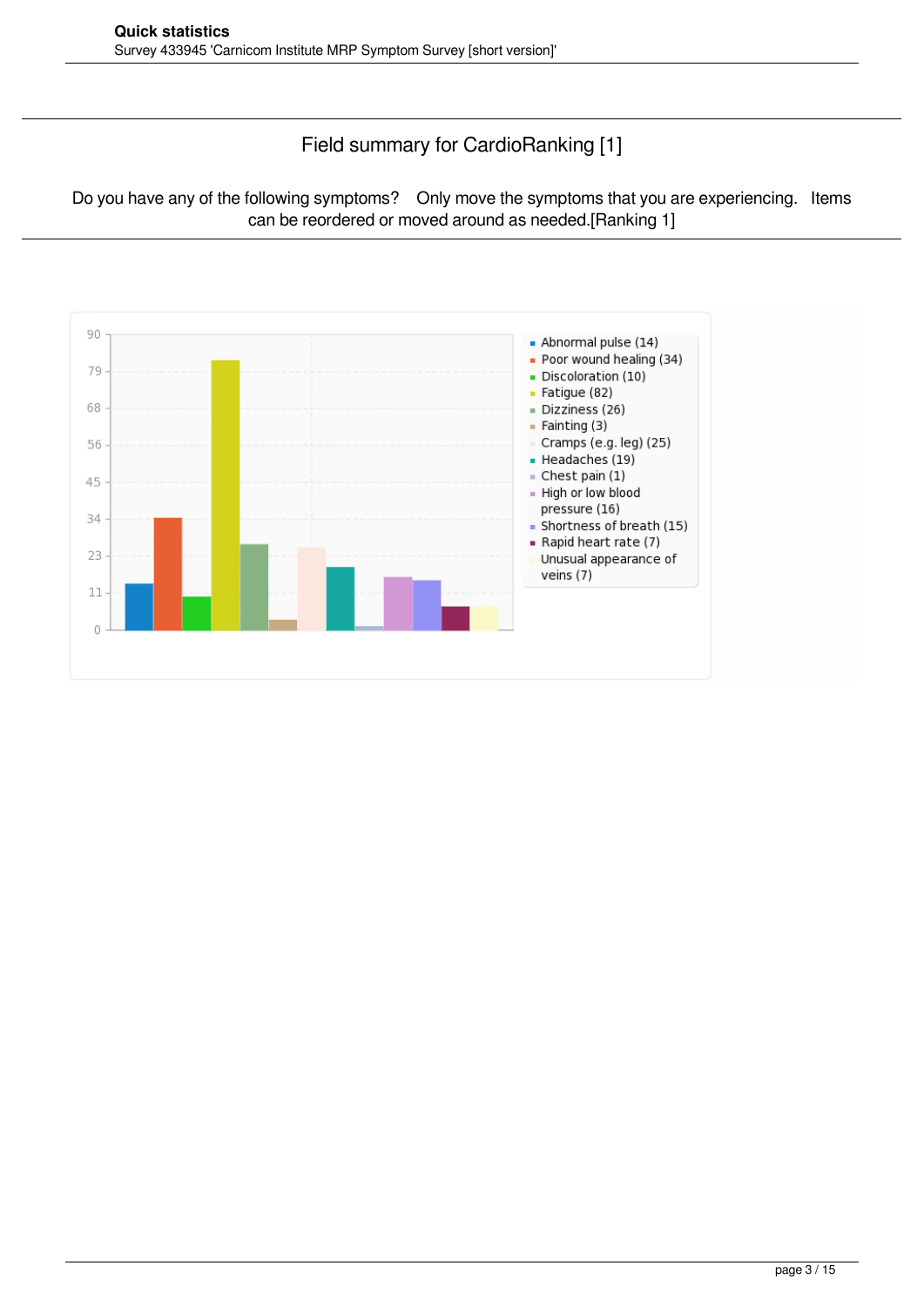## Field summary for CardioRanking [1]

Do you have any of the following symptoms?  Only move the symptoms that you are experiencing.  Items can be reordered or moved around as needed.[Ranking 1]

- Abnormal pulse (14)
- Poor wound healing (34)
- Discoloration (10)
- Fatigue (82)
- Dizziness (26)
- Fainting (3)
- Cramps (e.g. leg) (25)
- Headaches (19)
- Chest pain (1)
- High or low blood pressure (16)
- Shortness of breath (15)
- Rapid heart rate (7)
- Unusual appearance of veins (7)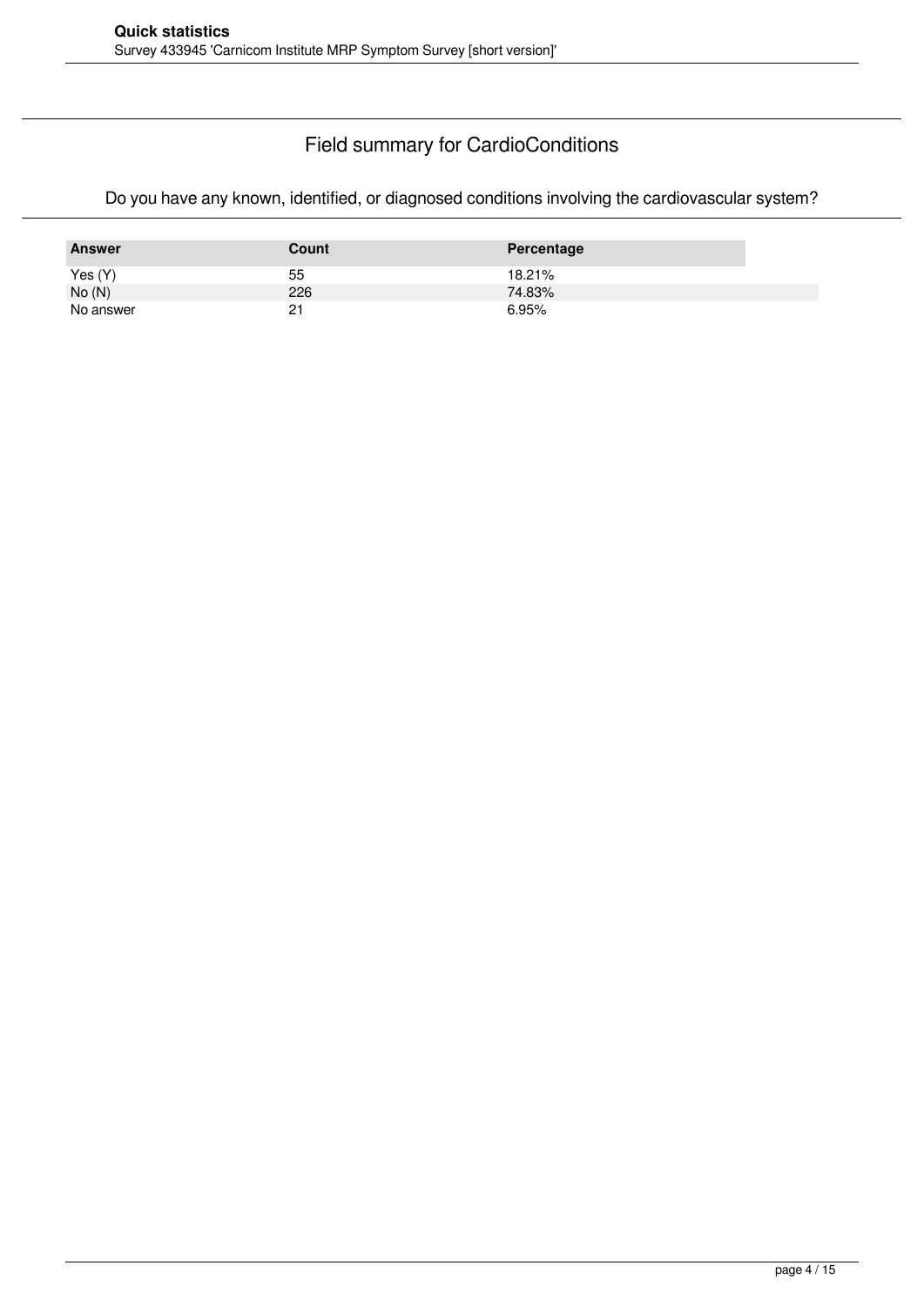## Field summary for CardioConditions

Do you have any known, identified, or diagnosed conditions involving the cardiovascular system?

| Answer | Count | Percentage |
| --- | --- | --- |
| Yes (Y) | 55 | 18.21% |
| No (N) | 226 | 74.83% |
| No answer | 21 | 6.95% |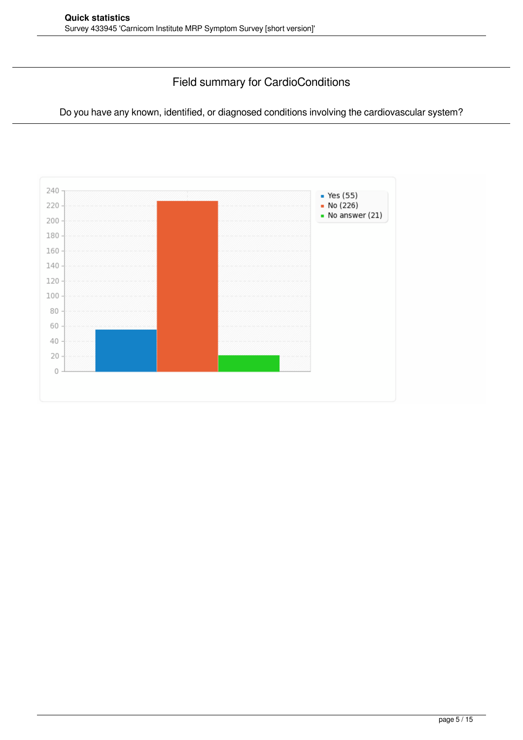## Field summary for CardioConditions

Do you have any known, identified, or diagnosed conditions involving the cardiovascular system?

- Yes (55)
- No (226)
- No answer (21)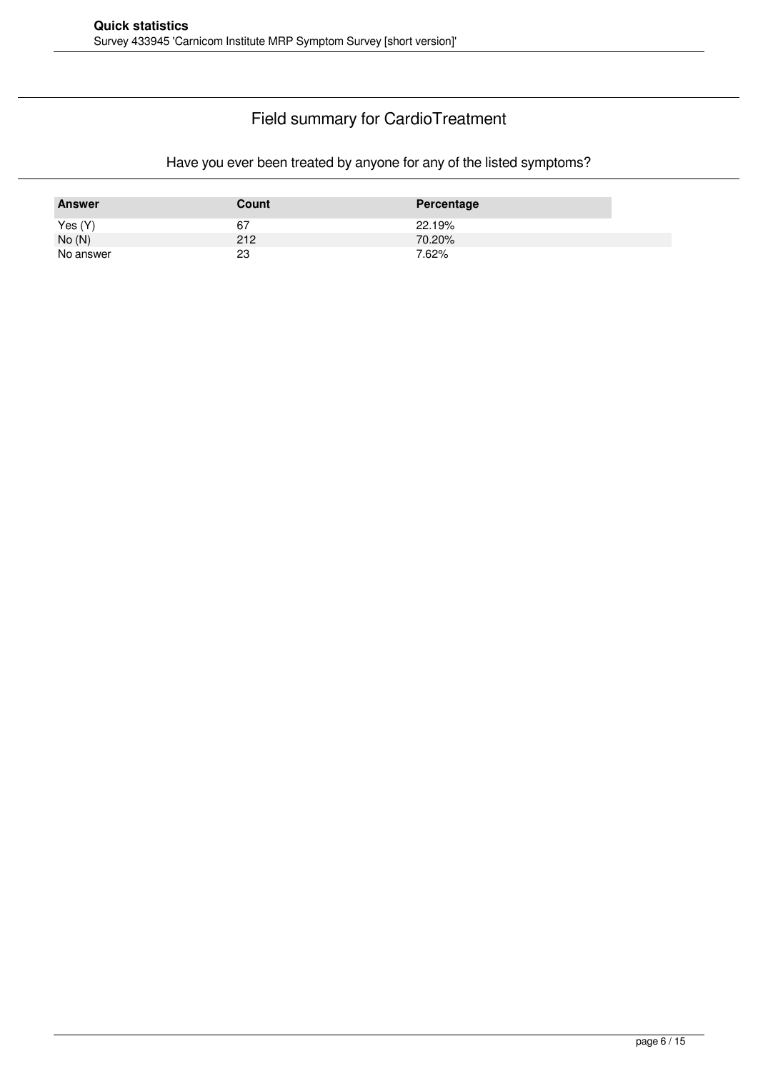## Field summary for CardioTreatment

### Have you ever been treated by anyone for any of the listed symptoms?

| Answer | Count | Percentage |
|---|---|---|
| Yes (Y) | 67 | 22.19% |
| No (N) | 212 | 70.20% |
| No answer | 23 | 7.62% |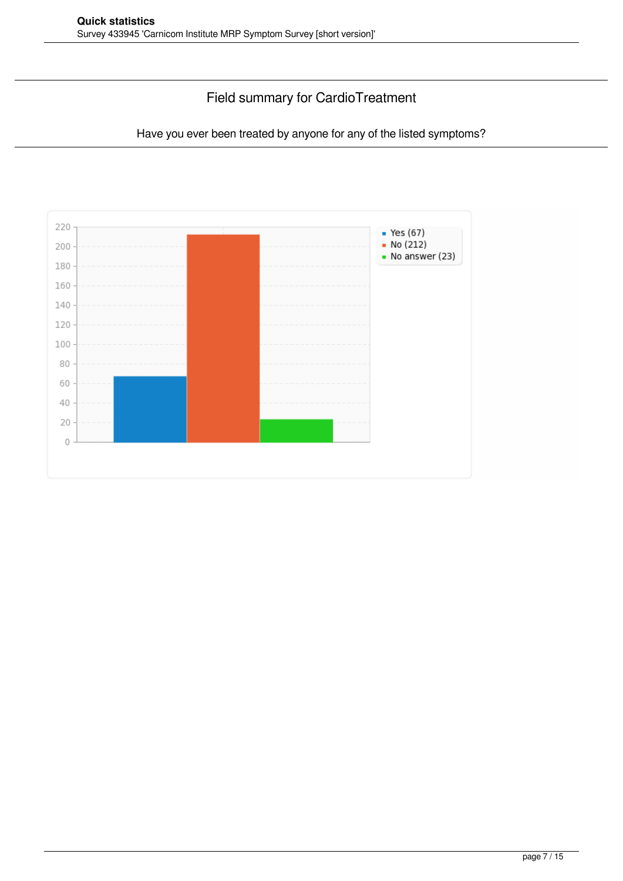## Field summary for CardioTreatment

Have you ever been treated by anyone for any of the listed symptoms?

- Yes (67)
- No (212)
- No answer (23)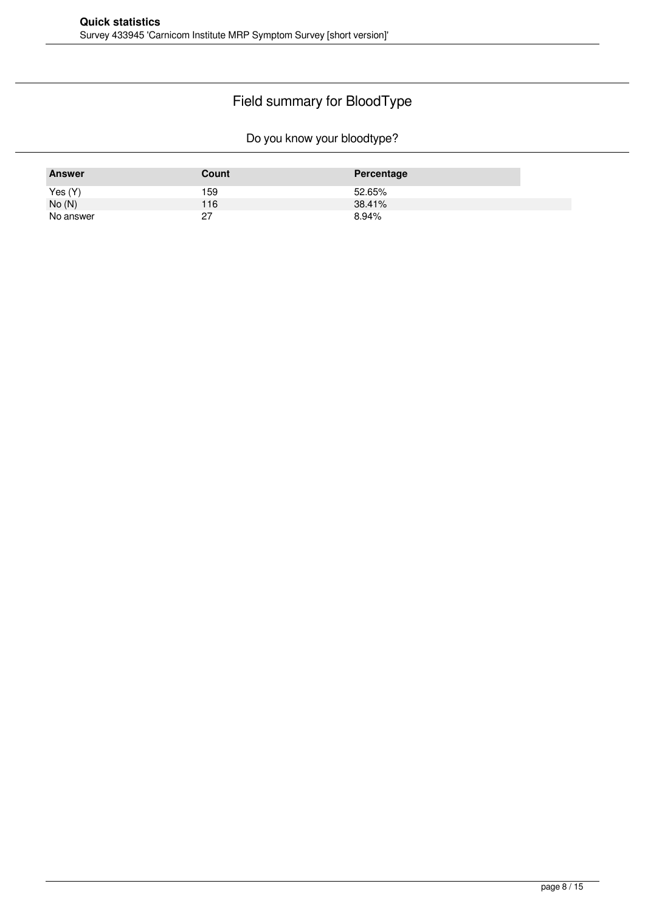## Field summary for BloodType

### Do you know your bloodtype?

| Answer | Count | Percentage |
| --- | --- | --- |
| Yes (Y) | 159 | 52.65% |
| No (N) | 116 | 38.41% |
| No answer | 27 | 8.94% |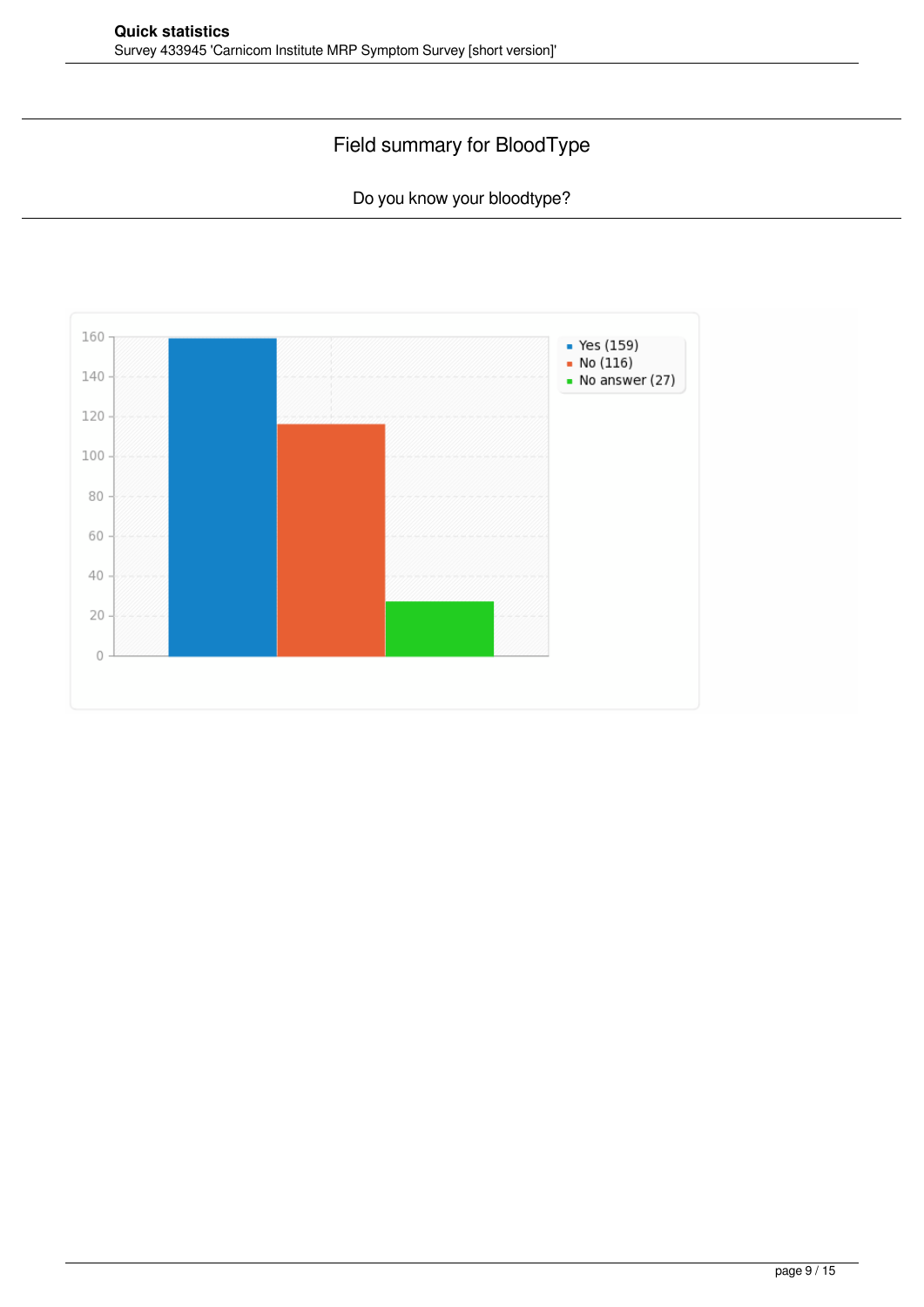## Field summary for BloodType

Do you know your bloodtype?

- Yes (159)
- No (116)
- No answer (27)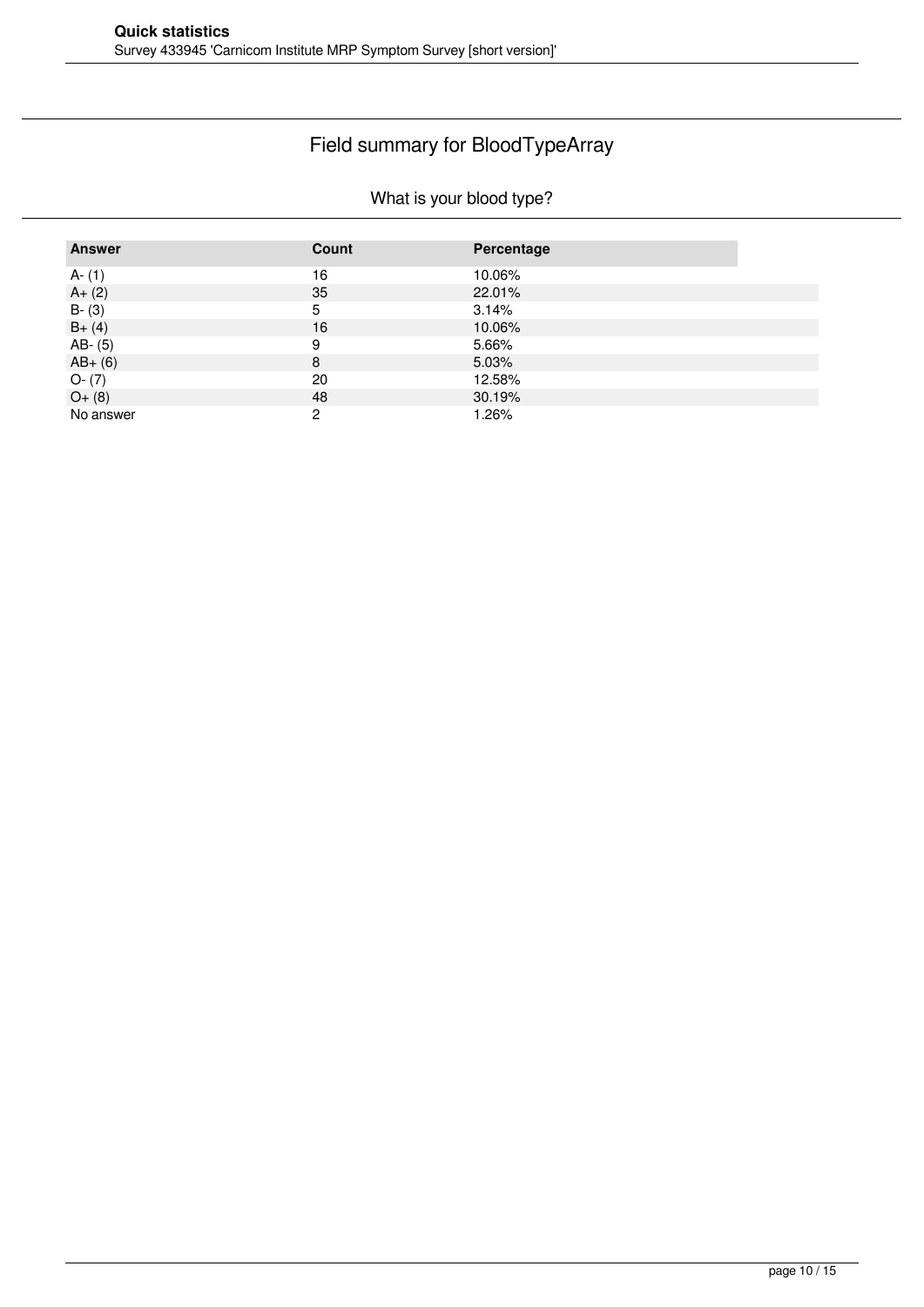## Field summary for BloodTypeArray

### What is your blood type?

| Answer | Count | Percentage |
|---|---|---|
| A- (1) | 16 | 10.06% |
| A+ (2) | 35 | 22.01% |
| B- (3) | 5 | 3.14% |
| B+ (4) | 16 | 10.06% |
| AB- (5) | 9 | 5.66% |
| AB+ (6) | 8 | 5.03% |
| O- (7) | 20 | 12.58% |
| O+ (8) | 48 | 30.19% |
| No answer | 2 | 1.26% |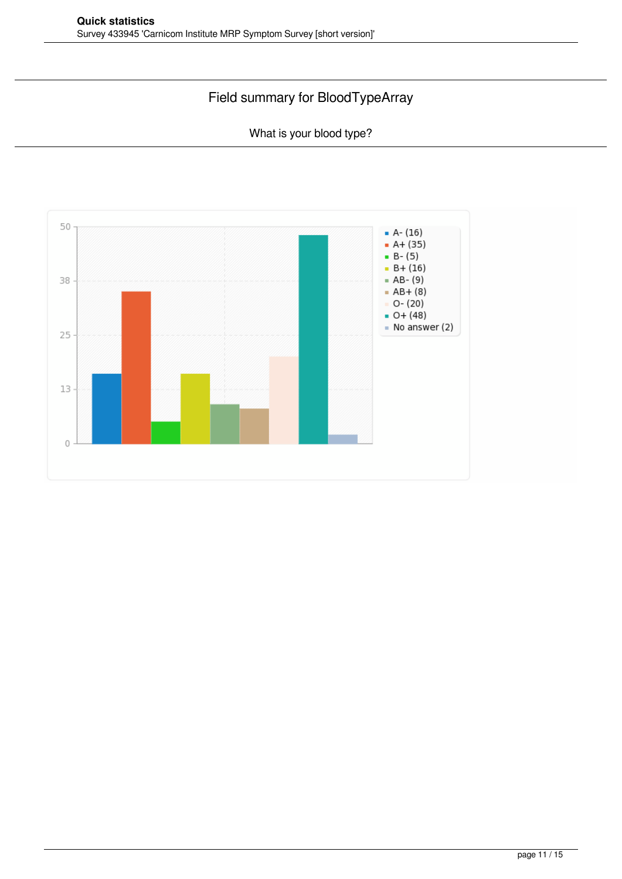## Field summary for BloodTypeArray

What is your blood type?

| Blood type | Count |
|---|---|
| A- | 16 |
| A+ | 35 |
| B- | 5 |
| B+ | 16 |
| AB- | 9 |
| AB+ | 8 |
| O- | 20 |
| O+ | 48 |
| No answer | 2 |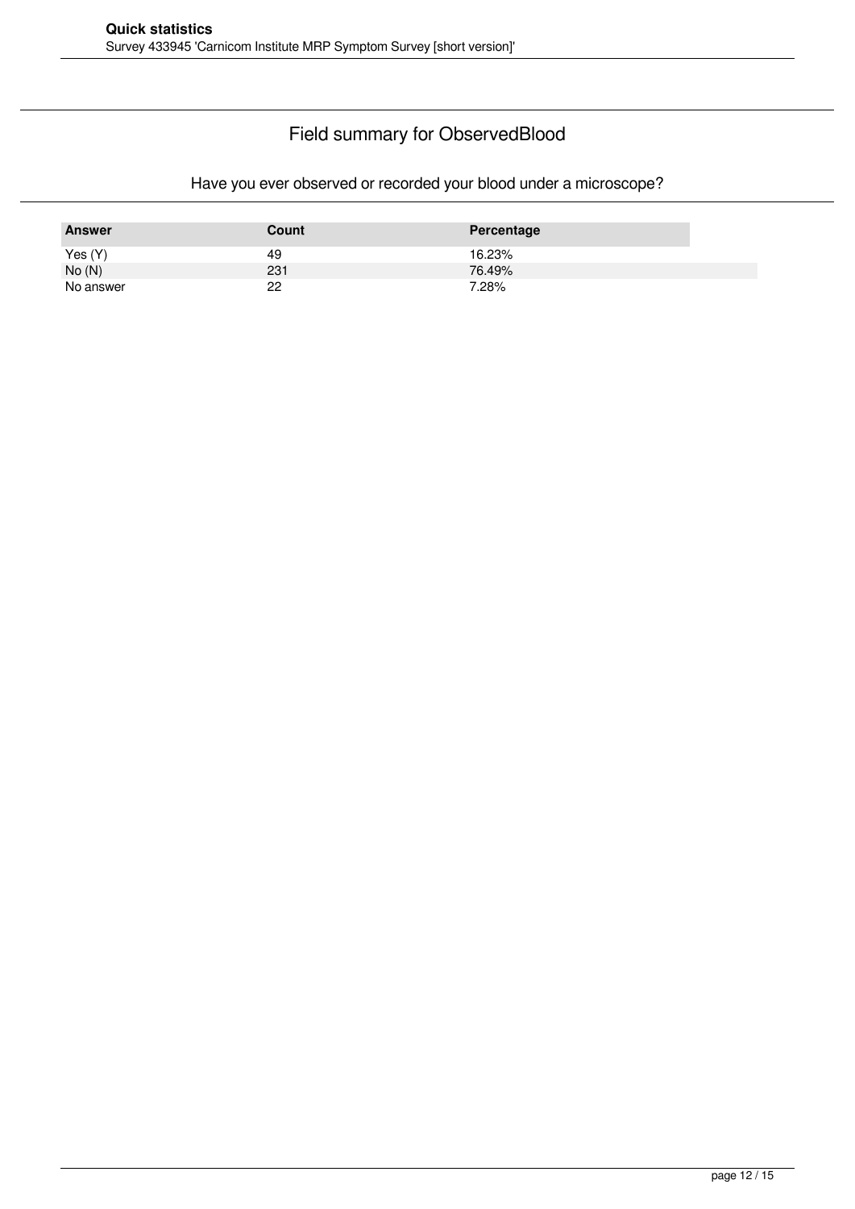## Field summary for ObservedBlood

### Have you ever observed or recorded your blood under a microscope?

| Answer | Count | Percentage |
|---|---|---|
| Yes (Y) | 49 | 16.23% |
| No (N) | 231 | 76.49% |
| No answer | 22 | 7.28% |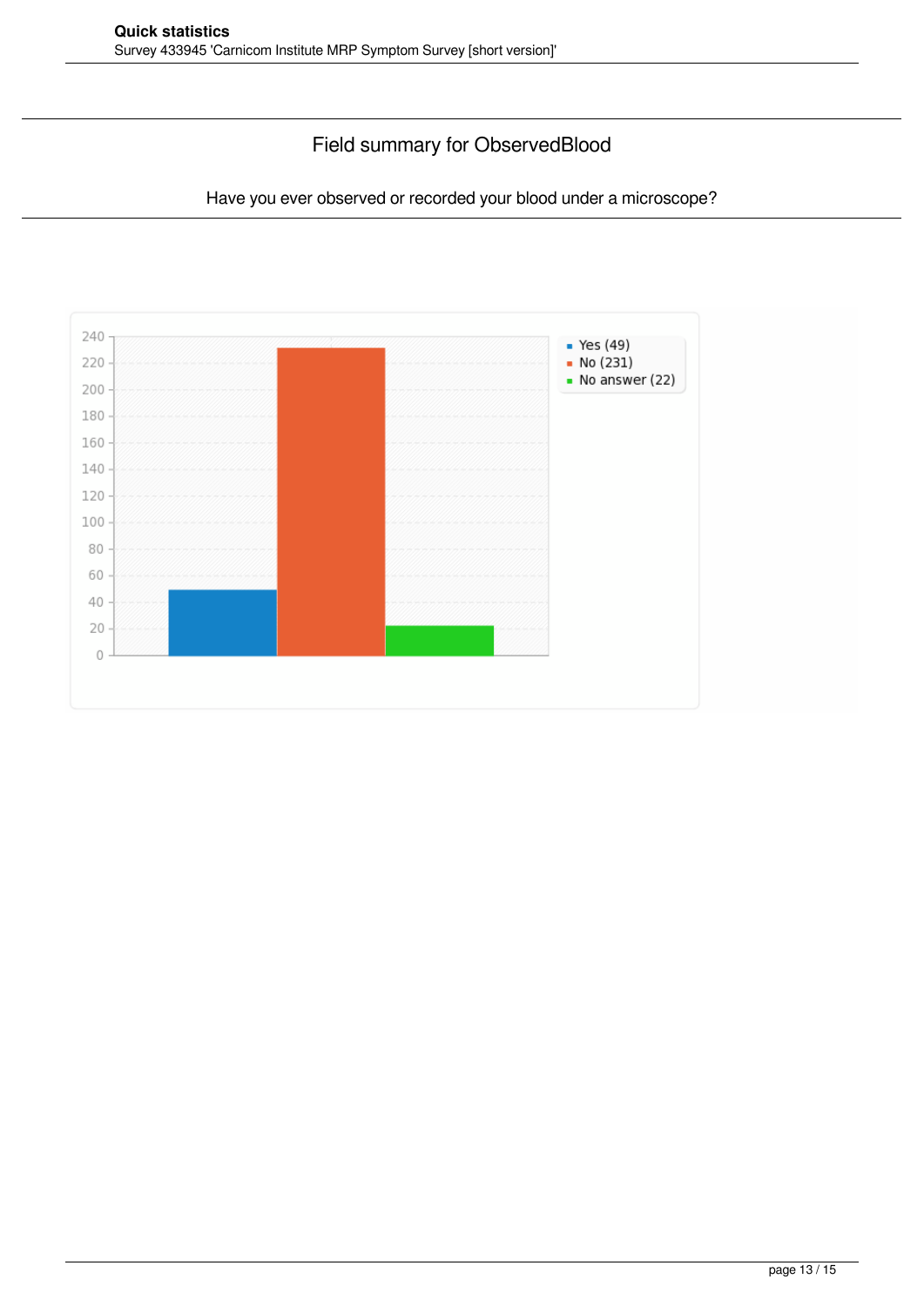## Field summary for ObservedBlood

Have you ever observed or recorded your blood under a microscope?

- Yes (49)
- No (231)
- No answer (22)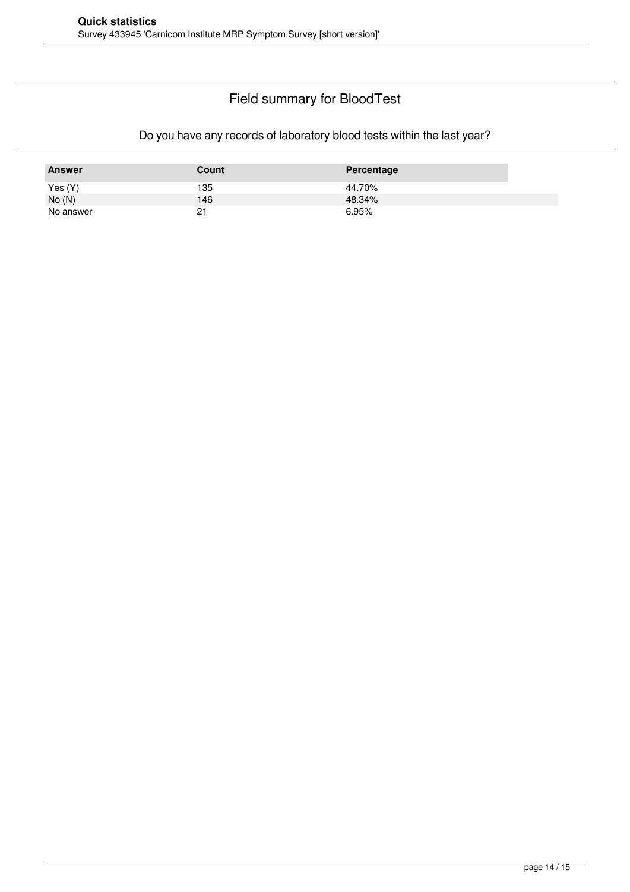## Field summary for BloodTest

### Do you have any records of laboratory blood tests within the last year?

| Answer | Count | Percentage |
|---|---|---|
| Yes (Y) | 135 | 44.70% |
| No (N) | 146 | 48.34% |
| No answer | 21 | 6.95% |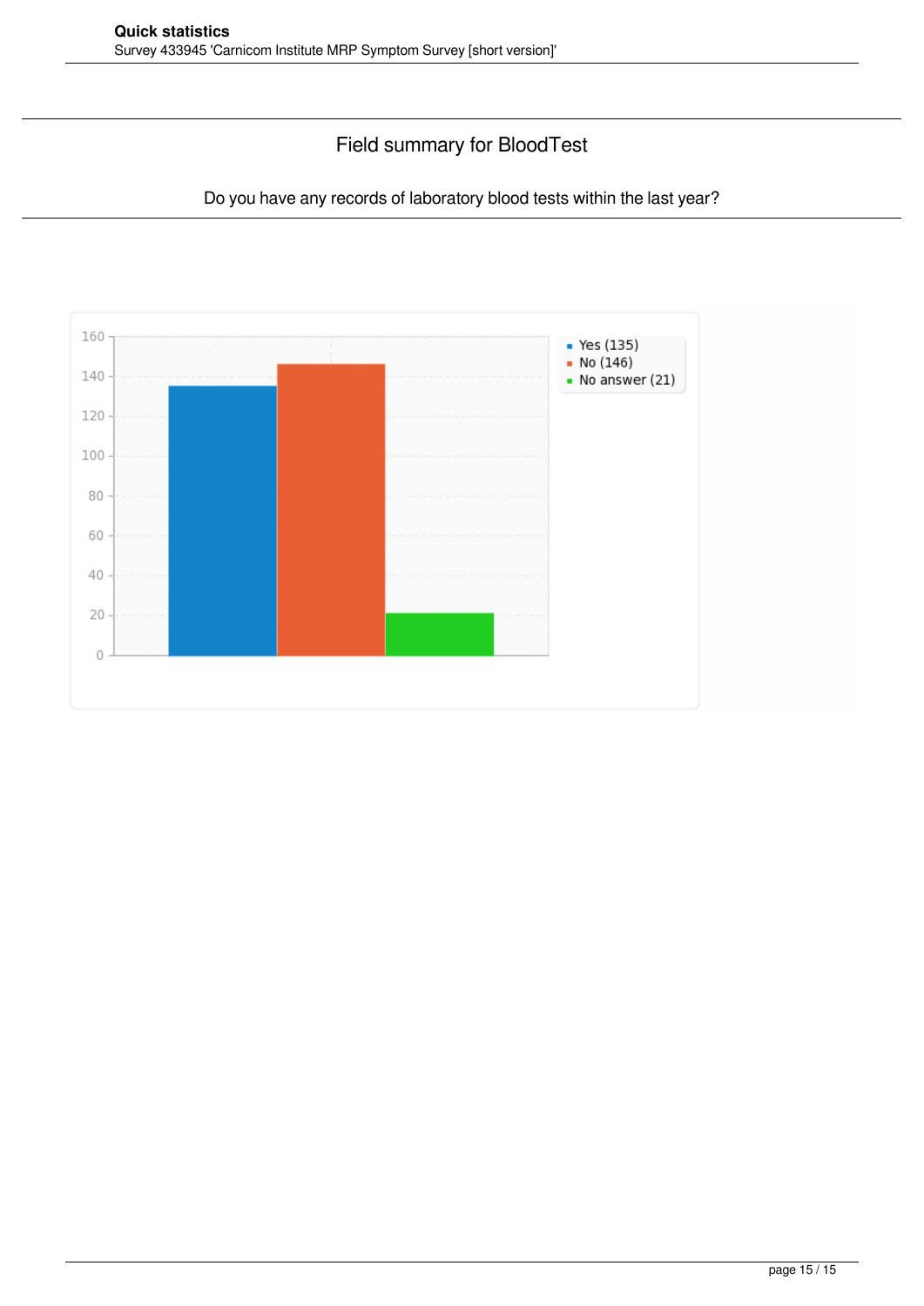## Field summary for BloodTest

Do you have any records of laboratory blood tests within the last year?

160
140
120
100
80
60
40
20
0

Yes (135)
No (146)
No answer (21)